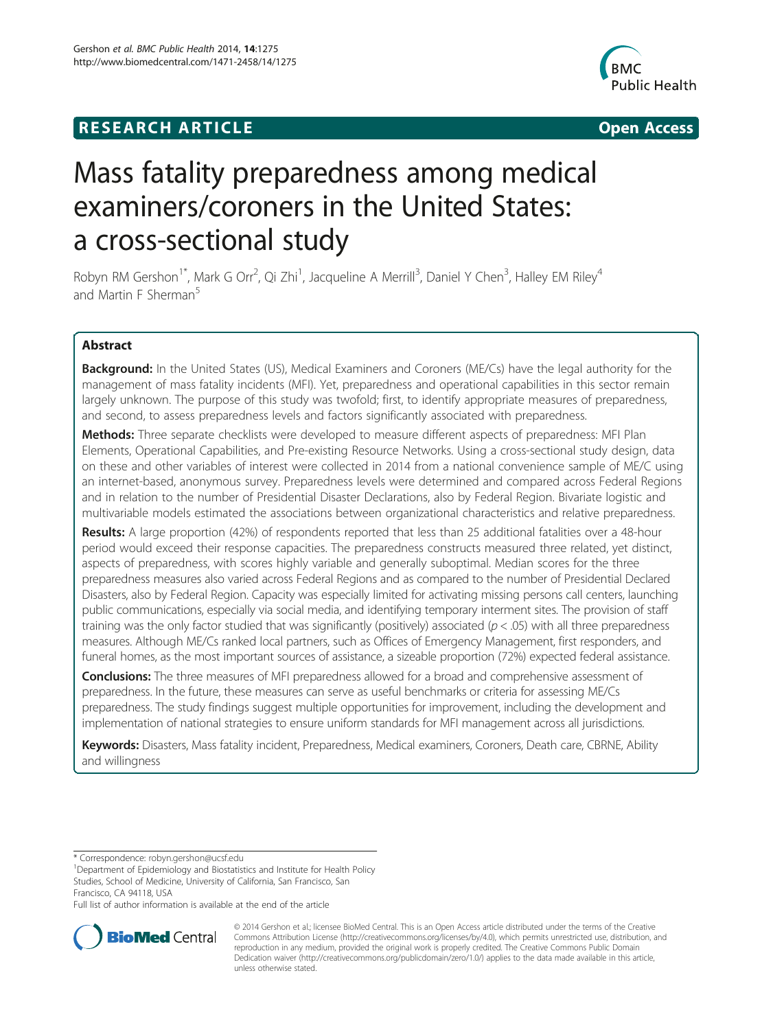**RESEARCH ARTICLE** **Open Access**

# Mass fatality preparedness among medical examiners/coroners in the United States: a cross-sectional study

Robyn RM Gershon[1*], Mark G Orr[2], Qi Zhi[1], Jacqueline A Merrill[3], Daniel Y Chen[3], Halley EM Riley[4] and Martin F Sherman[5]

## Abstract

**Background:** In the United States (US), Medical Examiners and Coroners (ME/Cs) have the legal authority for the management of mass fatality incidents (MFI). Yet, preparedness and operational capabilities in this sector remain largely unknown. The purpose of this study was twofold; first, to identify appropriate measures of preparedness, and second, to assess preparedness levels and factors significantly associated with preparedness.

**Methods:** Three separate checklists were developed to measure different aspects of preparedness: MFI Plan Elements, Operational Capabilities, and Pre-existing Resource Networks. Using a cross-sectional study design, data on these and other variables of interest were collected in 2014 from a national convenience sample of ME/C using an internet-based, anonymous survey. Preparedness levels were determined and compared across Federal Regions and in relation to the number of Presidential Disaster Declarations, also by Federal Region. Bivariate logistic and multivariable models estimated the associations between organizational characteristics and relative preparedness.

**Results:** A large proportion (42%) of respondents reported that less than 25 additional fatalities over a 48-hour period would exceed their response capacities. The preparedness constructs measured three related, yet distinct, aspects of preparedness, with scores highly variable and generally suboptimal. Median scores for the three preparedness measures also varied across Federal Regions and as compared to the number of Presidential Declared Disasters, also by Federal Region. Capacity was especially limited for activating missing persons call centers, launching public communications, especially via social media, and identifying temporary interment sites. The provision of staff training was the only factor studied that was significantly (positively) associated ($p < .05$) with all three preparedness measures. Although ME/Cs ranked local partners, such as Offices of Emergency Management, first responders, and funeral homes, as the most important sources of assistance, a sizeable proportion (72%) expected federal assistance.

**Conclusions:** The three measures of MFI preparedness allowed for a broad and comprehensive assessment of preparedness. In the future, these measures can serve as useful benchmarks or criteria for assessing ME/Cs preparedness. The study findings suggest multiple opportunities for improvement, including the development and implementation of national strategies to ensure uniform standards for MFI management across all jurisdictions.

**Keywords:** Disasters, Mass fatality incident, Preparedness, Medical examiners, Coroners, Death care, CBRNE, Ability and willingness

---

* Correspondence: robyn.gershon@ucsf.edu
[1]Department of Epidemiology and Biostatistics and Institute for Health Policy Studies, School of Medicine, University of California, San Francisco, San Francisco, CA 94118, USA
Full list of author information is available at the end of the article

© 2014 Gershon et al.; licensee BioMed Central. This is an Open Access article distributed under the terms of the Creative Commons Attribution License (http://creativecommons.org/licenses/by/4.0), which permits unrestricted use, distribution, and reproduction in any medium, provided the original work is properly credited. The Creative Commons Public Domain Dedication waiver (http://creativecommons.org/publicdomain/zero/1.0/) applies to the data made available in this article, unless otherwise stated.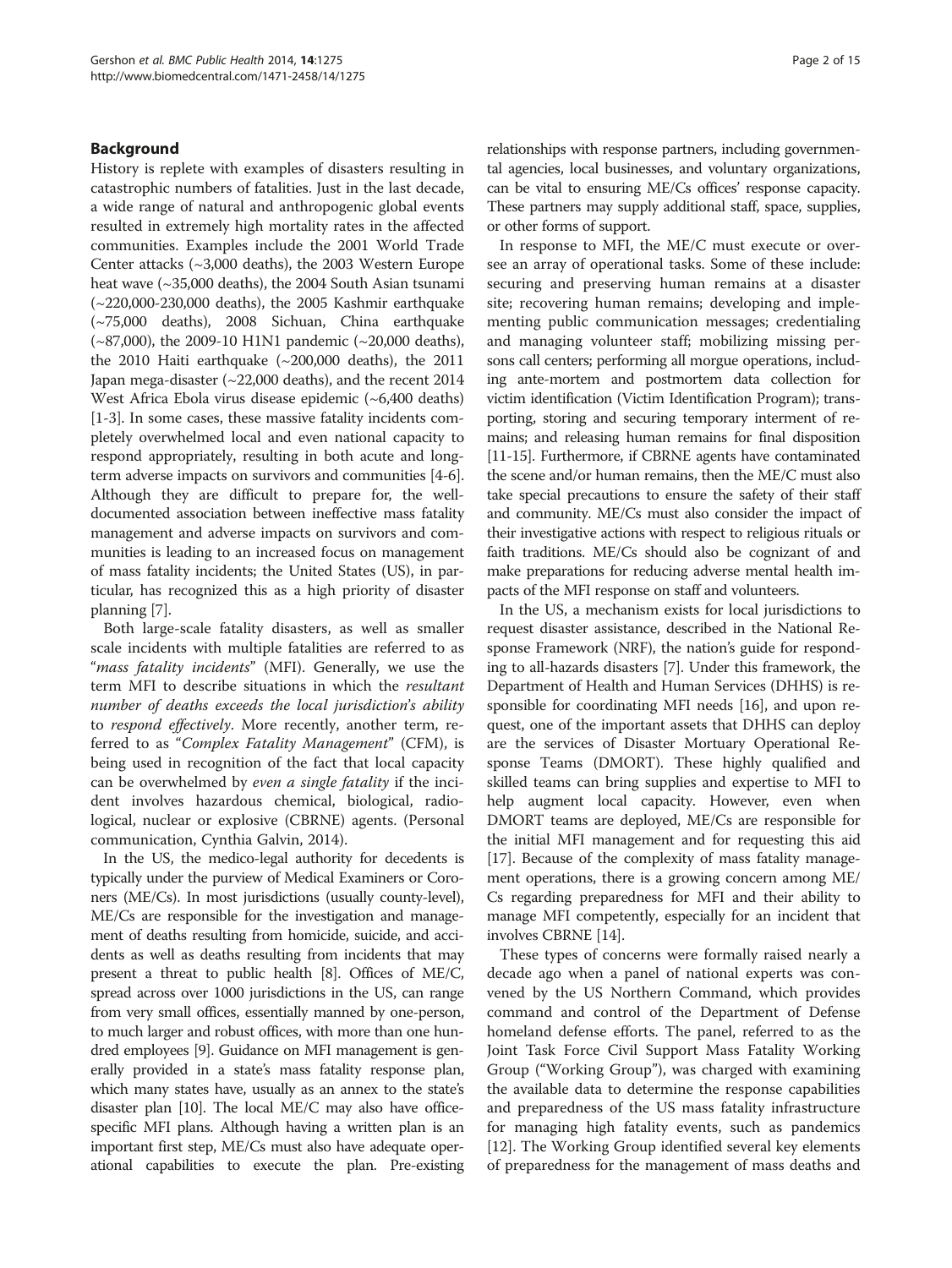## Background

History is replete with examples of disasters resulting in catastrophic numbers of fatalities. Just in the last decade, a wide range of natural and anthropogenic global events resulted in extremely high mortality rates in the affected communities. Examples include the 2001 World Trade Center attacks (~3,000 deaths), the 2003 Western Europe heat wave (~35,000 deaths), the 2004 South Asian tsunami (~220,000-230,000 deaths), the 2005 Kashmir earthquake (~75,000 deaths), 2008 Sichuan, China earthquake (~87,000), the 2009-10 H1N1 pandemic (~20,000 deaths), the 2010 Haiti earthquake (~200,000 deaths), the 2011 Japan mega-disaster (~22,000 deaths), and the recent 2014 West Africa Ebola virus disease epidemic (~6,400 deaths) [1-3]. In some cases, these massive fatality incidents completely overwhelmed local and even national capacity to respond appropriately, resulting in both acute and long-term adverse impacts on survivors and communities [4-6]. Although they are difficult to prepare for, the well-documented association between ineffective mass fatality management and adverse impacts on survivors and communities is leading to an increased focus on management of mass fatality incidents; the United States (US), in particular, has recognized this as a high priority of disaster planning [7].

Both large-scale fatality disasters, as well as smaller scale incidents with multiple fatalities are referred to as "*mass fatality incidents*" (MFI). Generally, we use the term MFI to describe situations in which the *resultant number of deaths exceeds the local jurisdiction's ability* to *respond effectively*. More recently, another term, referred to as "*Complex Fatality Management*" (CFM), is being used in recognition of the fact that local capacity can be overwhelmed by *even a single fatality* if the incident involves hazardous chemical, biological, radiological, nuclear or explosive (CBRNE) agents. (Personal communication, Cynthia Galvin, 2014).

In the US, the medico-legal authority for decedents is typically under the purview of Medical Examiners or Coroners (ME/Cs). In most jurisdictions (usually county-level), ME/Cs are responsible for the investigation and management of deaths resulting from homicide, suicide, and accidents as well as deaths resulting from incidents that may present a threat to public health [8]. Offices of ME/C, spread across over 1000 jurisdictions in the US, can range from very small offices, essentially manned by one-person, to much larger and robust offices, with more than one hundred employees [9]. Guidance on MFI management is generally provided in a state's mass fatality response plan, which many states have, usually as an annex to the state's disaster plan [10]. The local ME/C may also have office-specific MFI plans. Although having a written plan is an important first step, ME/Cs must also have adequate operational capabilities to execute the plan. Pre-existing relationships with response partners, including governmental agencies, local businesses, and voluntary organizations, can be vital to ensuring ME/Cs offices' response capacity. These partners may supply additional staff, space, supplies, or other forms of support.

In response to MFI, the ME/C must execute or oversee an array of operational tasks. Some of these include: securing and preserving human remains at a disaster site; recovering human remains; developing and implementing public communication messages; credentialing and managing volunteer staff; mobilizing missing persons call centers; performing all morgue operations, including ante-mortem and postmortem data collection for victim identification (Victim Identification Program); transporting, storing and securing temporary interment of remains; and releasing human remains for final disposition [11-15]. Furthermore, if CBRNE agents have contaminated the scene and/or human remains, then the ME/C must also take special precautions to ensure the safety of their staff and community. ME/Cs must also consider the impact of their investigative actions with respect to religious rituals or faith traditions. ME/Cs should also be cognizant of and make preparations for reducing adverse mental health impacts of the MFI response on staff and volunteers.

In the US, a mechanism exists for local jurisdictions to request disaster assistance, described in the National Response Framework (NRF), the nation's guide for responding to all-hazards disasters [7]. Under this framework, the Department of Health and Human Services (DHHS) is responsible for coordinating MFI needs [16], and upon request, one of the important assets that DHHS can deploy are the services of Disaster Mortuary Operational Response Teams (DMORT). These highly qualified and skilled teams can bring supplies and expertise to MFI to help augment local capacity. However, even when DMORT teams are deployed, ME/Cs are responsible for the initial MFI management and for requesting this aid [17]. Because of the complexity of mass fatality management operations, there is a growing concern among ME/Cs regarding preparedness for MFI and their ability to manage MFI competently, especially for an incident that involves CBRNE [14].

These types of concerns were formally raised nearly a decade ago when a panel of national experts was convened by the US Northern Command, which provides command and control of the Department of Defense homeland defense efforts. The panel, referred to as the Joint Task Force Civil Support Mass Fatality Working Group ("Working Group"), was charged with examining the available data to determine the response capabilities and preparedness of the US mass fatality infrastructure for managing high fatality events, such as pandemics [12]. The Working Group identified several key elements of preparedness for the management of mass deaths and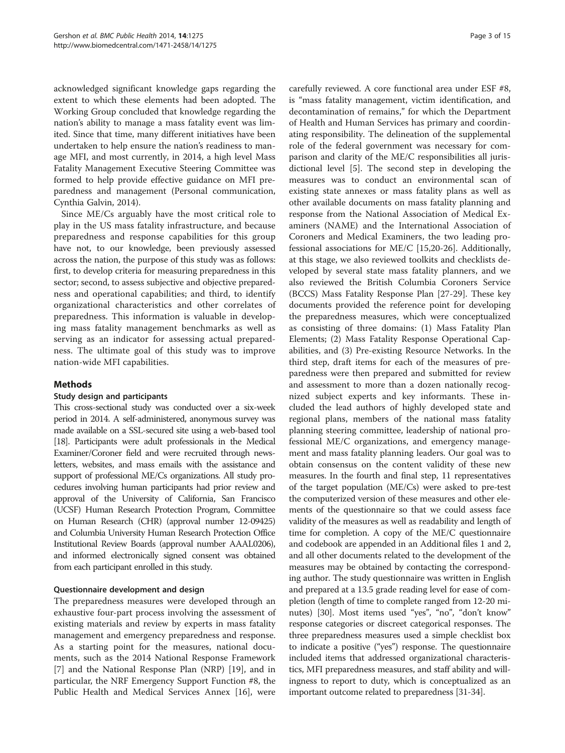acknowledged significant knowledge gaps regarding the extent to which these elements had been adopted. The Working Group concluded that knowledge regarding the nation's ability to manage a mass fatality event was limited. Since that time, many different initiatives have been undertaken to help ensure the nation's readiness to manage MFI, and most currently, in 2014, a high level Mass Fatality Management Executive Steering Committee was formed to help provide effective guidance on MFI preparedness and management (Personal communication, Cynthia Galvin, 2014).

Since ME/Cs arguably have the most critical role to play in the US mass fatality infrastructure, and because preparedness and response capabilities for this group have not, to our knowledge, been previously assessed across the nation, the purpose of this study was as follows: first, to develop criteria for measuring preparedness in this sector; second, to assess subjective and objective preparedness and operational capabilities; and third, to identify organizational characteristics and other correlates of preparedness. This information is valuable in developing mass fatality management benchmarks as well as serving as an indicator for assessing actual preparedness. The ultimate goal of this study was to improve nation-wide MFI capabilities.

## Methods

### Study design and participants

This cross-sectional study was conducted over a six-week period in 2014. A self-administered, anonymous survey was made available on a SSL-secured site using a web-based tool [18]. Participants were adult professionals in the Medical Examiner/Coroner field and were recruited through newsletters, websites, and mass emails with the assistance and support of professional ME/Cs organizations. All study procedures involving human participants had prior review and approval of the University of California, San Francisco (UCSF) Human Research Protection Program, Committee on Human Research (CHR) (approval number 12-09425) and Columbia University Human Research Protection Office Institutional Review Boards (approval number AAAL0206), and informed electronically signed consent was obtained from each participant enrolled in this study.

### Questionnaire development and design

The preparedness measures were developed through an exhaustive four-part process involving the assessment of existing materials and review by experts in mass fatality management and emergency preparedness and response. As a starting point for the measures, national documents, such as the 2014 National Response Framework [7] and the National Response Plan (NRP) [19], and in particular, the NRF Emergency Support Function #8, the Public Health and Medical Services Annex [16], were carefully reviewed. A core functional area under ESF #8, is "mass fatality management, victim identification, and decontamination of remains," for which the Department of Health and Human Services has primary and coordinating responsibility. The delineation of the supplemental role of the federal government was necessary for comparison and clarity of the ME/C responsibilities all jurisdictional level [5]. The second step in developing the measures was to conduct an environmental scan of existing state annexes or mass fatality plans as well as other available documents on mass fatality planning and response from the National Association of Medical Examiners (NAME) and the International Association of Coroners and Medical Examiners, the two leading professional associations for ME/C [15,20-26]. Additionally, at this stage, we also reviewed toolkits and checklists developed by several state mass fatality planners, and we also reviewed the British Columbia Coroners Service (BCCS) Mass Fatality Response Plan [27-29]. These key documents provided the reference point for developing the preparedness measures, which were conceptualized as consisting of three domains: (1) Mass Fatality Plan Elements; (2) Mass Fatality Response Operational Capabilities, and (3) Pre-existing Resource Networks. In the third step, draft items for each of the measures of preparedness were then prepared and submitted for review and assessment to more than a dozen nationally recognized subject experts and key informants. These included the lead authors of highly developed state and regional plans, members of the national mass fatality planning steering committee, leadership of national professional ME/C organizations, and emergency management and mass fatality planning leaders. Our goal was to obtain consensus on the content validity of these new measures. In the fourth and final step, 11 representatives of the target population (ME/Cs) were asked to pre-test the computerized version of these measures and other elements of the questionnaire so that we could assess face validity of the measures as well as readability and length of time for completion. A copy of the ME/C questionnaire and codebook are appended in an Additional files 1 and 2, and all other documents related to the development of the measures may be obtained by contacting the corresponding author. The study questionnaire was written in English and prepared at a 13.5 grade reading level for ease of completion (length of time to complete ranged from 12-20 minutes) [30]. Most items used "yes", "no", "don't know" response categories or discreet categorical responses. The three preparedness measures used a simple checklist box to indicate a positive ("yes") response. The questionnaire included items that addressed organizational characteristics, MFI preparedness measures, and staff ability and willingness to report to duty, which is conceptualized as an important outcome related to preparedness [31-34].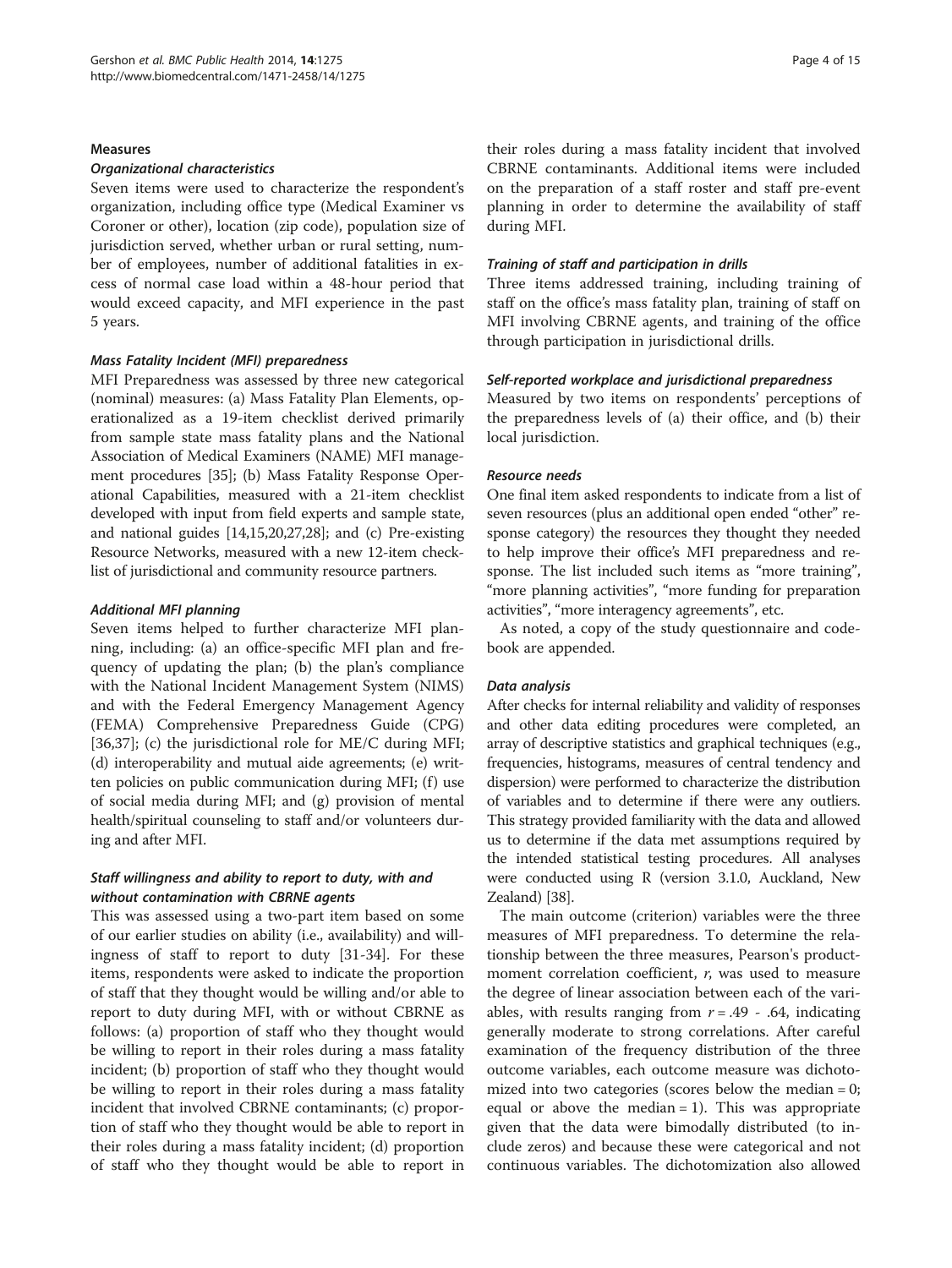### Measures

#### *Organizational characteristics*

Seven items were used to characterize the respondent's organization, including office type (Medical Examiner vs Coroner or other), location (zip code), population size of jurisdiction served, whether urban or rural setting, number of employees, number of additional fatalities in excess of normal case load within a 48-hour period that would exceed capacity, and MFI experience in the past 5 years.

#### *Mass Fatality Incident (MFI) preparedness*

MFI Preparedness was assessed by three new categorical (nominal) measures: (a) Mass Fatality Plan Elements, operationalized as a 19-item checklist derived primarily from sample state mass fatality plans and the National Association of Medical Examiners (NAME) MFI management procedures [35]; (b) Mass Fatality Response Operational Capabilities, measured with a 21-item checklist developed with input from field experts and sample state, and national guides [14,15,20,27,28]; and (c) Pre-existing Resource Networks, measured with a new 12-item checklist of jurisdictional and community resource partners.

#### *Additional MFI planning*

Seven items helped to further characterize MFI planning, including: (a) an office-specific MFI plan and frequency of updating the plan; (b) the plan's compliance with the National Incident Management System (NIMS) and with the Federal Emergency Management Agency (FEMA) Comprehensive Preparedness Guide (CPG) [36,37]; (c) the jurisdictional role for ME/C during MFI; (d) interoperability and mutual aide agreements; (e) written policies on public communication during MFI; (f) use of social media during MFI; and (g) provision of mental health/spiritual counseling to staff and/or volunteers during and after MFI.

#### *Staff willingness and ability to report to duty, with and without contamination with CBRNE agents*

This was assessed using a two-part item based on some of our earlier studies on ability (i.e., availability) and willingness of staff to report to duty [31-34]. For these items, respondents were asked to indicate the proportion of staff that they thought would be willing and/or able to report to duty during MFI, with or without CBRNE as follows: (a) proportion of staff who they thought would be willing to report in their roles during a mass fatality incident; (b) proportion of staff who they thought would be willing to report in their roles during a mass fatality incident that involved CBRNE contaminants; (c) proportion of staff who they thought would be able to report in their roles during a mass fatality incident; (d) proportion of staff who they thought would be able to report in their roles during a mass fatality incident that involved CBRNE contaminants. Additional items were included on the preparation of a staff roster and staff pre-event planning in order to determine the availability of staff during MFI.

#### *Training of staff and participation in drills*

Three items addressed training, including training of staff on the office's mass fatality plan, training of staff on MFI involving CBRNE agents, and training of the office through participation in jurisdictional drills.

#### *Self-reported workplace and jurisdictional preparedness*

Measured by two items on respondents' perceptions of the preparedness levels of (a) their office, and (b) their local jurisdiction.

#### *Resource needs*

One final item asked respondents to indicate from a list of seven resources (plus an additional open ended "other" response category) the resources they thought they needed to help improve their office's MFI preparedness and response. The list included such items as "more training", "more planning activities", "more funding for preparation activities", "more interagency agreements", etc.

As noted, a copy of the study questionnaire and codebook are appended.

#### *Data analysis*

After checks for internal reliability and validity of responses and other data editing procedures were completed, an array of descriptive statistics and graphical techniques (e.g., frequencies, histograms, measures of central tendency and dispersion) were performed to characterize the distribution of variables and to determine if there were any outliers. This strategy provided familiarity with the data and allowed us to determine if the data met assumptions required by the intended statistical testing procedures. All analyses were conducted using R (version 3.1.0, Auckland, New Zealand) [38].

The main outcome (criterion) variables were the three measures of MFI preparedness. To determine the relationship between the three measures, Pearson's product-moment correlation coefficient, $r$, was used to measure the degree of linear association between each of the variables, with results ranging from $r = .49$ - $.64$, indicating generally moderate to strong correlations. After careful examination of the frequency distribution of the three outcome variables, each outcome measure was dichotomized into two categories (scores below the median = 0; equal or above the median = 1). This was appropriate given that the data were bimodally distributed (to include zeros) and because these were categorical and not continuous variables. The dichotomization also allowed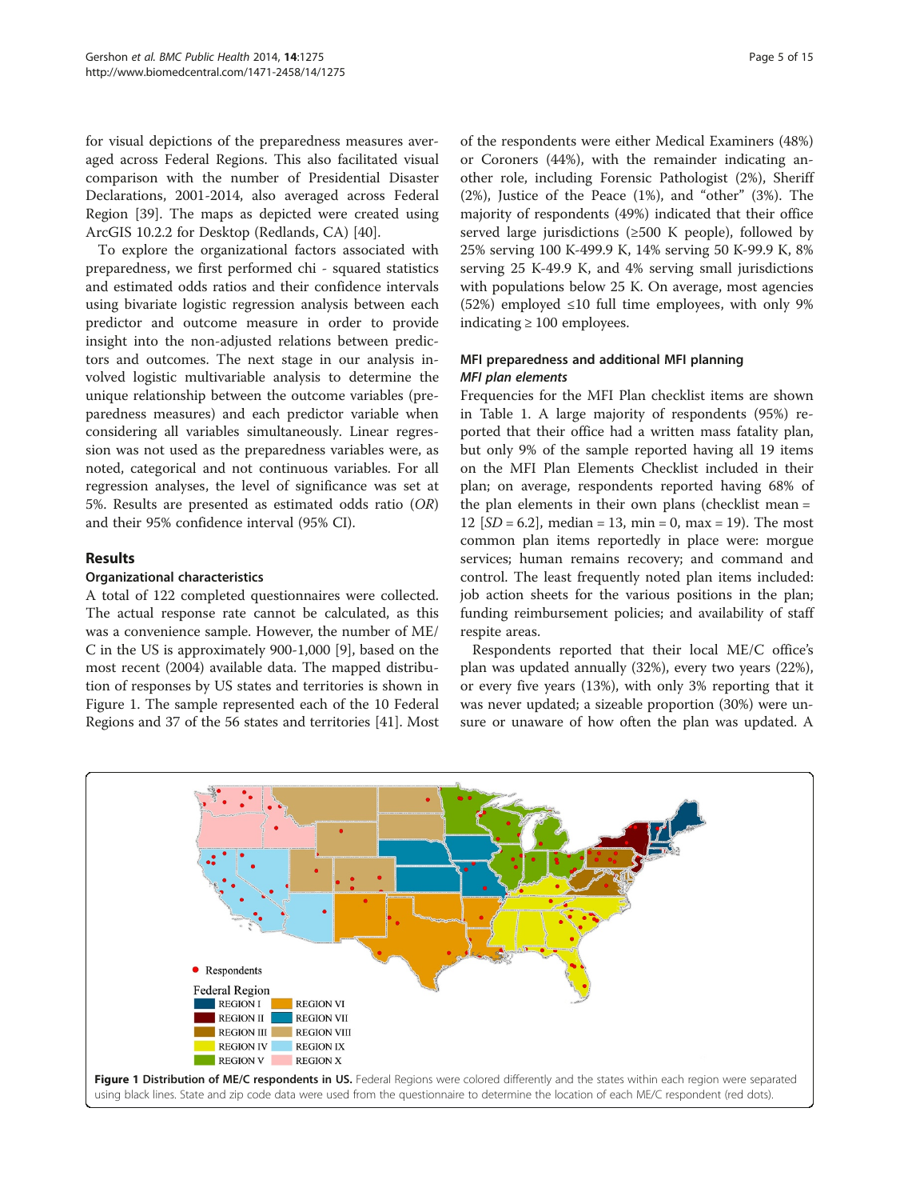for visual depictions of the preparedness measures averaged across Federal Regions. This also facilitated visual comparison with the number of Presidential Disaster Declarations, 2001-2014, also averaged across Federal Region [39]. The maps as depicted were created using ArcGIS 10.2.2 for Desktop (Redlands, CA) [40].

To explore the organizational factors associated with preparedness, we first performed chi - squared statistics and estimated odds ratios and their confidence intervals using bivariate logistic regression analysis between each predictor and outcome measure in order to provide insight into the non-adjusted relations between predictors and outcomes. The next stage in our analysis involved logistic multivariable analysis to determine the unique relationship between the outcome variables (preparedness measures) and each predictor variable when considering all variables simultaneously. Linear regression was not used as the preparedness variables were, as noted, categorical and not continuous variables. For all regression analyses, the level of significance was set at 5%. Results are presented as estimated odds ratio (*OR*) and their 95% confidence interval (95% CI).

## Results

### Organizational characteristics

A total of 122 completed questionnaires were collected. The actual response rate cannot be calculated, as this was a convenience sample. However, the number of ME/C in the US is approximately 900-1,000 [9], based on the most recent (2004) available data. The mapped distribution of responses by US states and territories is shown in Figure 1. The sample represented each of the 10 Federal Regions and 37 of the 56 states and territories [41]. Most of the respondents were either Medical Examiners (48%) or Coroners (44%), with the remainder indicating another role, including Forensic Pathologist (2%), Sheriff (2%), Justice of the Peace (1%), and "other" (3%). The majority of respondents (49%) indicated that their office served large jurisdictions (≥500 K people), followed by 25% serving 100 K-499.9 K, 14% serving 50 K-99.9 K, 8% serving 25 K-49.9 K, and 4% serving small jurisdictions with populations below 25 K. On average, most agencies (52%) employed ≤10 full time employees, with only 9% indicating ≥ 100 employees.

### MFI preparedness and additional MFI planning

#### *MFI plan elements*

Frequencies for the MFI Plan checklist items are shown in Table 1. A large majority of respondents (95%) reported that their office had a written mass fatality plan, but only 9% of the sample reported having all 19 items on the MFI Plan Elements Checklist included in their plan; on average, respondents reported having 68% of the plan elements in their own plans (checklist mean = 12 [*SD* = 6.2], median = 13, min = 0, max = 19). The most common plan items reportedly in place were: morgue services; human remains recovery; and command and control. The least frequently noted plan items included: job action sheets for the various positions in the plan; funding reimbursement policies; and availability of staff respite areas.

Respondents reported that their local ME/C office's plan was updated annually (32%), every two years (22%), or every five years (13%), with only 3% reporting that it was never updated; a sizeable proportion (30%) were unsure or unaware of how often the plan was updated. A

**Figure 1 Distribution of ME/C respondents in US.** Federal Regions were colored differently and the states within each region were separated using black lines. State and zip code data were used from the questionnaire to determine the location of each ME/C respondent (red dots).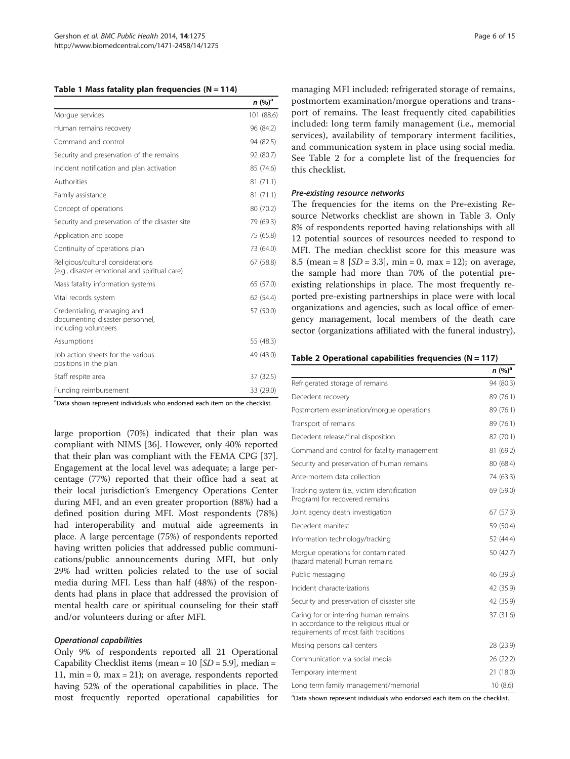**Table 1 Mass fatality plan frequencies (N = 114)**

| | n (%)[a] |
|---|---|
| Morgue services | 101 (88.6) |
| Human remains recovery | 96 (84.2) |
| Command and control | 94 (82.5) |
| Security and preservation of the remains | 92 (80.7) |
| Incident notification and plan activation | 85 (74.6) |
| Authorities | 81 (71.1) |
| Family assistance | 81 (71.1) |
| Concept of operations | 80 (70.2) |
| Security and preservation of the disaster site | 79 (69.3) |
| Application and scope | 75 (65.8) |
| Continuity of operations plan | 73 (64.0) |
| Religious/cultural considerations (e.g., disaster emotional and spiritual care) | 67 (58.8) |
| Mass fatality information systems | 65 (57.0) |
| Vital records system | 62 (54.4) |
| Credentialing, managing and documenting disaster personnel, including volunteers | 57 (50.0) |
| Assumptions | 55 (48.3) |
| Job action sheets for the various positions in the plan | 49 (43.0) |
| Staff respite area | 37 (32.5) |
| Funding reimbursement | 33 (29.0) |

[a]Data shown represent individuals who endorsed each item on the checklist.

large proportion (70%) indicated that their plan was compliant with NIMS [36]. However, only 40% reported that their plan was compliant with the FEMA CPG [37]. Engagement at the local level was adequate; a large percentage (77%) reported that their office had a seat at their local jurisdiction's Emergency Operations Center during MFI, and an even greater proportion (88%) had a defined position during MFI. Most respondents (78%) had interoperability and mutual aide agreements in place. A large percentage (75%) of respondents reported having written policies that addressed public communications/public announcements during MFI, but only 29% had written policies related to the use of social media during MFI. Less than half (48%) of the respondents had plans in place that addressed the provision of mental health care or spiritual counseling for their staff and/or volunteers during or after MFI.

#### *Operational capabilities*

Only 9% of respondents reported all 21 Operational Capability Checklist items (mean = 10 [*SD* = 5.9], median = 11, min = 0, max = 21); on average, respondents reported having 52% of the operational capabilities in place. The most frequently reported operational capabilities for managing MFI included: refrigerated storage of remains, postmortem examination/morgue operations and transport of remains. The least frequently cited capabilities included: long term family management (i.e., memorial services), availability of temporary interment facilities, and communication system in place using social media. See Table 2 for a complete list of the frequencies for this checklist.

#### *Pre-existing resource networks*

The frequencies for the items on the Pre-existing Resource Networks checklist are shown in Table 3. Only 8% of respondents reported having relationships with all 12 potential sources of resources needed to respond to MFI. The median checklist score for this measure was 8.5 (mean = 8 [*SD* = 3.3], min = 0, max = 12); on average, the sample had more than 70% of the potential pre-existing relationships in place. The most frequently reported pre-existing partnerships in place were with local organizations and agencies, such as local office of emergency management, local members of the death care sector (organizations affiliated with the funeral industry),

**Table 2 Operational capabilities frequencies (N = 117)**

| | n (%)[a] |
|---|---|
| Refrigerated storage of remains | 94 (80.3) |
| Decedent recovery | 89 (76.1) |
| Postmortem examination/morgue operations | 89 (76.1) |
| Transport of remains | 89 (76.1) |
| Decedent release/final disposition | 82 (70.1) |
| Command and control for fatality management | 81 (69.2) |
| Security and preservation of human remains | 80 (68.4) |
| Ante-mortem data collection | 74 (63.3) |
| Tracking system (i.e., victim identification Program) for recovered remains | 69 (59.0) |
| Joint agency death investigation | 67 (57.3) |
| Decedent manifest | 59 (50.4) |
| Information technology/tracking | 52 (44.4) |
| Morgue operations for contaminated (hazard material) human remains | 50 (42.7) |
| Public messaging | 46 (39.3) |
| Incident characterizations | 42 (35.9) |
| Security and preservation of disaster site | 42 (35.9) |
| Caring for or interring human remains in accordance to the religious ritual or requirements of most faith traditions | 37 (31.6) |
| Missing persons call centers | 28 (23.9) |
| Communication via social media | 26 (22.2) |
| Temporary interment | 21 (18.0) |
| Long term family management/memorial | 10 (8.6) |

[a]Data shown represent individuals who endorsed each item on the checklist.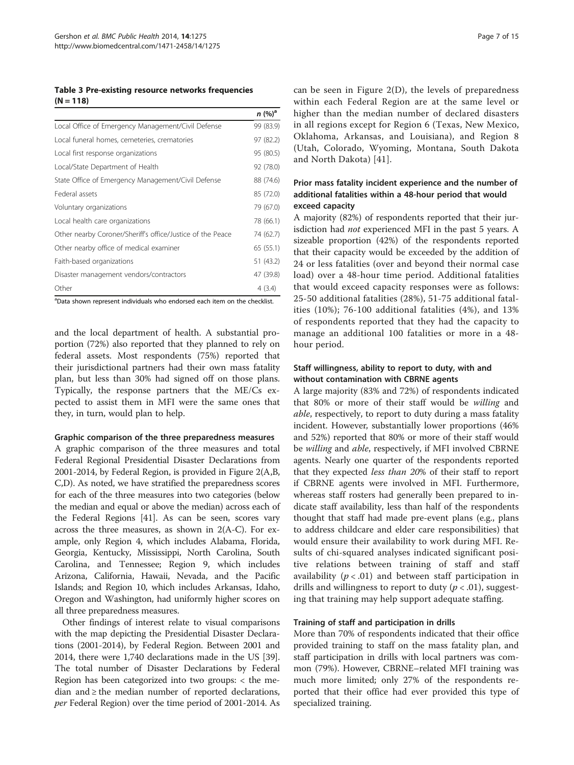**Table 3 Pre-existing resource networks frequencies (N = 118)**

| | *n* (%)[a] |
|---|---|
| Local Office of Emergency Management/Civil Defense | 99 (83.9) |
| Local funeral homes, cemeteries, crematories | 97 (82.2) |
| Local first response organizations | 95 (80.5) |
| Local/State Department of Health | 92 (78.0) |
| State Office of Emergency Management/Civil Defense | 88 (74.6) |
| Federal assets | 85 (72.0) |
| Voluntary organizations | 79 (67.0) |
| Local health care organizations | 78 (66.1) |
| Other nearby Coroner/Sheriff's office/Justice of the Peace | 74 (62.7) |
| Other nearby office of medical examiner | 65 (55.1) |
| Faith-based organizations | 51 (43.2) |
| Disaster management vendors/contractors | 47 (39.8) |
| Other | 4 (3.4) |

[a]Data shown represent individuals who endorsed each item on the checklist.

and the local department of health. A substantial proportion (72%) also reported that they planned to rely on federal assets. Most respondents (75%) reported that their jurisdictional partners had their own mass fatality plan, but less than 30% had signed off on those plans. Typically, the response partners that the ME/Cs expected to assist them in MFI were the same ones that they, in turn, would plan to help.

#### Graphic comparison of the three preparedness measures

A graphic comparison of the three measures and total Federal Regional Presidential Disaster Declarations from 2001-2014, by Federal Region, is provided in Figure 2(A,B,C,D). As noted, we have stratified the preparedness scores for each of the three measures into two categories (below the median and equal or above the median) across each of the Federal Regions [41]. As can be seen, scores vary across the three measures, as shown in 2(A-C). For example, only Region 4, which includes Alabama, Florida, Georgia, Kentucky, Mississippi, North Carolina, South Carolina, and Tennessee; Region 9, which includes Arizona, California, Hawaii, Nevada, and the Pacific Islands; and Region 10, which includes Arkansas, Idaho, Oregon and Washington, had uniformly higher scores on all three preparedness measures.

Other findings of interest relate to visual comparisons with the map depicting the Presidential Disaster Declarations (2001-2014), by Federal Region. Between 2001 and 2014, there were 1,740 declarations made in the US [39]. The total number of Disaster Declarations by Federal Region has been categorized into two groups: < the median and ≥ the median number of reported declarations, *per* Federal Region) over the time period of 2001-2014. As can be seen in Figure 2(D), the levels of preparedness within each Federal Region are at the same level or higher than the median number of declared disasters in all regions except for Region 6 (Texas, New Mexico, Oklahoma, Arkansas, and Louisiana), and Region 8 (Utah, Colorado, Wyoming, Montana, South Dakota and North Dakota) [41].

### Prior mass fatality incident experience and the number of additional fatalities within a 48-hour period that would exceed capacity

A majority (82%) of respondents reported that their jurisdiction had *not* experienced MFI in the past 5 years. A sizeable proportion (42%) of the respondents reported that their capacity would be exceeded by the addition of 24 or less fatalities (over and beyond their normal case load) over a 48-hour time period. Additional fatalities that would exceed capacity responses were as follows: 25-50 additional fatalities (28%), 51-75 additional fatalities (10%); 76-100 additional fatalities (4%), and 13% of respondents reported that they had the capacity to manage an additional 100 fatalities or more in a 48-hour period.

### Staff willingness, ability to report to duty, with and without contamination with CBRNE agents

A large majority (83% and 72%) of respondents indicated that 80% or more of their staff would be *willing* and *able*, respectively, to report to duty during a mass fatality incident. However, substantially lower proportions (46% and 52%) reported that 80% or more of their staff would be *willing* and *able*, respectively, if MFI involved CBRNE agents. Nearly one quarter of the respondents reported that they expected *less than 20%* of their staff to report if CBRNE agents were involved in MFI. Furthermore, whereas staff rosters had generally been prepared to indicate staff availability, less than half of the respondents thought that staff had made pre-event plans (e.g., plans to address childcare and elder care responsibilities) that would ensure their availability to work during MFI. Results of chi-squared analyses indicated significant positive relations between training of staff and staff availability ($p < .01$) and between staff participation in drills and willingness to report to duty ($p < .01$), suggesting that training may help support adequate staffing.

#### Training of staff and participation in drills

More than 70% of respondents indicated that their office provided training to staff on the mass fatality plan, and staff participation in drills with local partners was common (79%). However, CBRNE–related MFI training was much more limited; only 27% of the respondents reported that their office had ever provided this type of specialized training.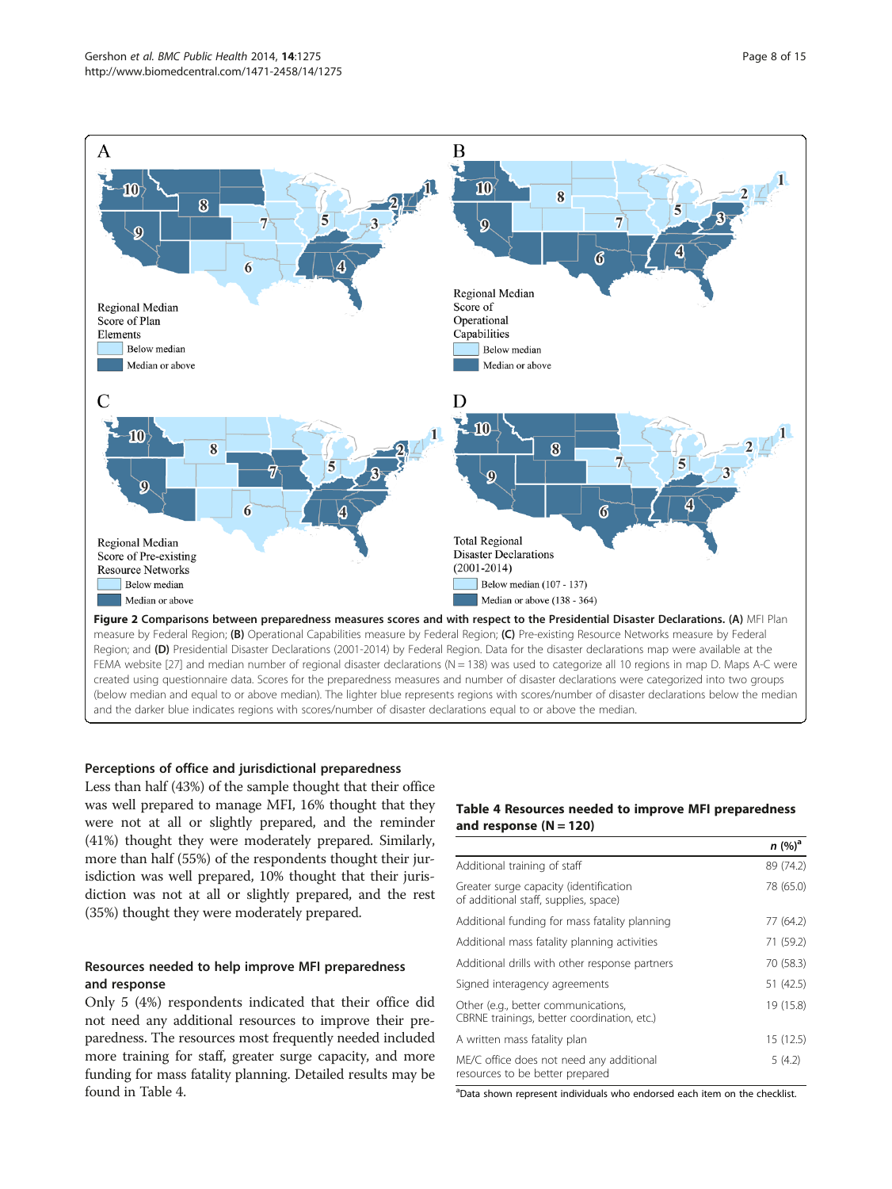**Figure 2 Comparisons between preparedness measures scores and with respect to the Presidential Disaster Declarations.** **(A)** MFI Plan measure by Federal Region; **(B)** Operational Capabilities measure by Federal Region; **(C)** Pre-existing Resource Networks measure by Federal Region; and **(D)** Presidential Disaster Declarations (2001-2014) by Federal Region. Data for the disaster declarations map were available at the FEMA website [27] and median number of regional disaster declarations (N = 138) was used to categorize all 10 regions in map D. Maps A-C were created using questionnaire data. Scores for the preparedness measures and number of disaster declarations were categorized into two groups (below median and equal to or above median). The lighter blue represents regions with scores/number of disaster declarations below the median and the darker blue indicates regions with scores/number of disaster declarations equal to or above the median.

### Perceptions of office and jurisdictional preparedness

Less than half (43%) of the sample thought that their office was well prepared to manage MFI, 16% thought that they were not at all or slightly prepared, and the reminder (41%) thought they were moderately prepared. Similarly, more than half (55%) of the respondents thought their jurisdiction was well prepared, 10% thought that their jurisdiction was not at all or slightly prepared, and the rest (35%) thought they were moderately prepared.

### Resources needed to help improve MFI preparedness and response

Only 5 (4%) respondents indicated that their office did not need any additional resources to improve their preparedness. The resources most frequently needed included more training for staff, greater surge capacity, and more funding for mass fatality planning. Detailed results may be found in Table 4.

**Table 4 Resources needed to improve MFI preparedness and response (N = 120)**

| | *n* (%)[a] |
|---|---|
| Additional training of staff | 89 (74.2) |
| Greater surge capacity (identification of additional staff, supplies, space) | 78 (65.0) |
| Additional funding for mass fatality planning | 77 (64.2) |
| Additional mass fatality planning activities | 71 (59.2) |
| Additional drills with other response partners | 70 (58.3) |
| Signed interagency agreements | 51 (42.5) |
| Other (e.g., better communications, CBRNE trainings, better coordination, etc.) | 19 (15.8) |
| A written mass fatality plan | 15 (12.5) |
| ME/C office does not need any additional resources to be better prepared | 5 (4.2) |

[a]Data shown represent individuals who endorsed each item on the checklist.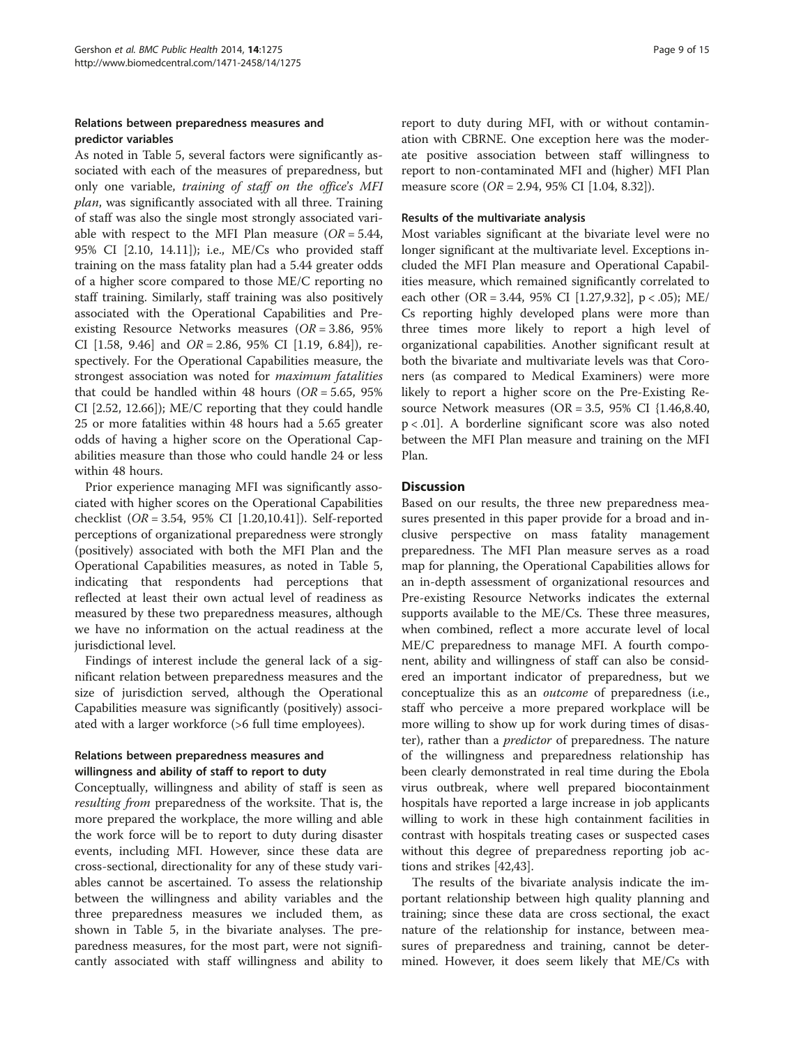### Relations between preparedness measures and predictor variables

As noted in Table 5, several factors were significantly associated with each of the measures of preparedness, but only one variable, *training of staff on the office's MFI plan*, was significantly associated with all three. Training of staff was also the single most strongly associated variable with respect to the MFI Plan measure ($OR = 5.44$, 95% CI [2.10, 14.11]); i.e., ME/Cs who provided staff training on the mass fatality plan had a 5.44 greater odds of a higher score compared to those ME/C reporting no staff training. Similarly, staff training was also positively associated with the Operational Capabilities and Pre-existing Resource Networks measures ($OR = 3.86$, 95% CI [1.58, 9.46] and $OR = 2.86$, 95% CI [1.19, 6.84]), respectively. For the Operational Capabilities measure, the strongest association was noted for *maximum fatalities* that could be handled within 48 hours ($OR = 5.65$, 95% CI [2.52, 12.66]); ME/C reporting that they could handle 25 or more fatalities within 48 hours had a 5.65 greater odds of having a higher score on the Operational Capabilities measure than those who could handle 24 or less within 48 hours.

Prior experience managing MFI was significantly associated with higher scores on the Operational Capabilities checklist ($OR = 3.54$, 95% CI [1.20,10.41]). Self-reported perceptions of organizational preparedness were strongly (positively) associated with both the MFI Plan and the Operational Capabilities measures, as noted in Table 5, indicating that respondents had perceptions that reflected at least their own actual level of readiness as measured by these two preparedness measures, although we have no information on the actual readiness at the jurisdictional level.

Findings of interest include the general lack of a significant relation between preparedness measures and the size of jurisdiction served, although the Operational Capabilities measure was significantly (positively) associated with a larger workforce (>6 full time employees).

### Relations between preparedness measures and willingness and ability of staff to report to duty

Conceptually, willingness and ability of staff is seen as *resulting from* preparedness of the worksite. That is, the more prepared the workplace, the more willing and able the work force will be to report to duty during disaster events, including MFI. However, since these data are cross-sectional, directionality for any of these study variables cannot be ascertained. To assess the relationship between the willingness and ability variables and the three preparedness measures we included them, as shown in Table 5, in the bivariate analyses. The preparedness measures, for the most part, were not significantly associated with staff willingness and ability to report to duty during MFI, with or without contamination with CBRNE. One exception here was the moderate positive association between staff willingness to report to non-contaminated MFI and (higher) MFI Plan measure score ($OR = 2.94$, 95% CI [1.04, 8.32]).

### Results of the multivariate analysis

Most variables significant at the bivariate level were no longer significant at the multivariate level. Exceptions included the MFI Plan measure and Operational Capabilities measure, which remained significantly correlated to each other ($OR = 3.44$, 95% CI [1.27,9.32], $p < .05$); ME/Cs reporting highly developed plans were more than three times more likely to report a high level of organizational capabilities. Another significant result at both the bivariate and multivariate levels was that Coroners (as compared to Medical Examiners) were more likely to report a higher score on the Pre-Existing Resource Network measures ($OR = 3.5$, 95% CI {1.46,8.40, $p < .01$]. A borderline significant score was also noted between the MFI Plan measure and training on the MFI Plan.

## Discussion

Based on our results, the three new preparedness measures presented in this paper provide for a broad and inclusive perspective on mass fatality management preparedness. The MFI Plan measure serves as a road map for planning, the Operational Capabilities allows for an in-depth assessment of organizational resources and Pre-existing Resource Networks indicates the external supports available to the ME/Cs. These three measures, when combined, reflect a more accurate level of local ME/C preparedness to manage MFI. A fourth component, ability and willingness of staff can also be considered an important indicator of preparedness, but we conceptualize this as an *outcome* of preparedness (i.e., staff who perceive a more prepared workplace will be more willing to show up for work during times of disaster), rather than a *predictor* of preparedness. The nature of the willingness and preparedness relationship has been clearly demonstrated in real time during the Ebola virus outbreak, where well prepared biocontainment hospitals have reported a large increase in job applicants willing to work in these high containment facilities in contrast with hospitals treating cases or suspected cases without this degree of preparedness reporting job actions and strikes [42,43].

The results of the bivariate analysis indicate the important relationship between high quality planning and training; since these data are cross sectional, the exact nature of the relationship for instance, between measures of preparedness and training, cannot be determined. However, it does seem likely that ME/Cs with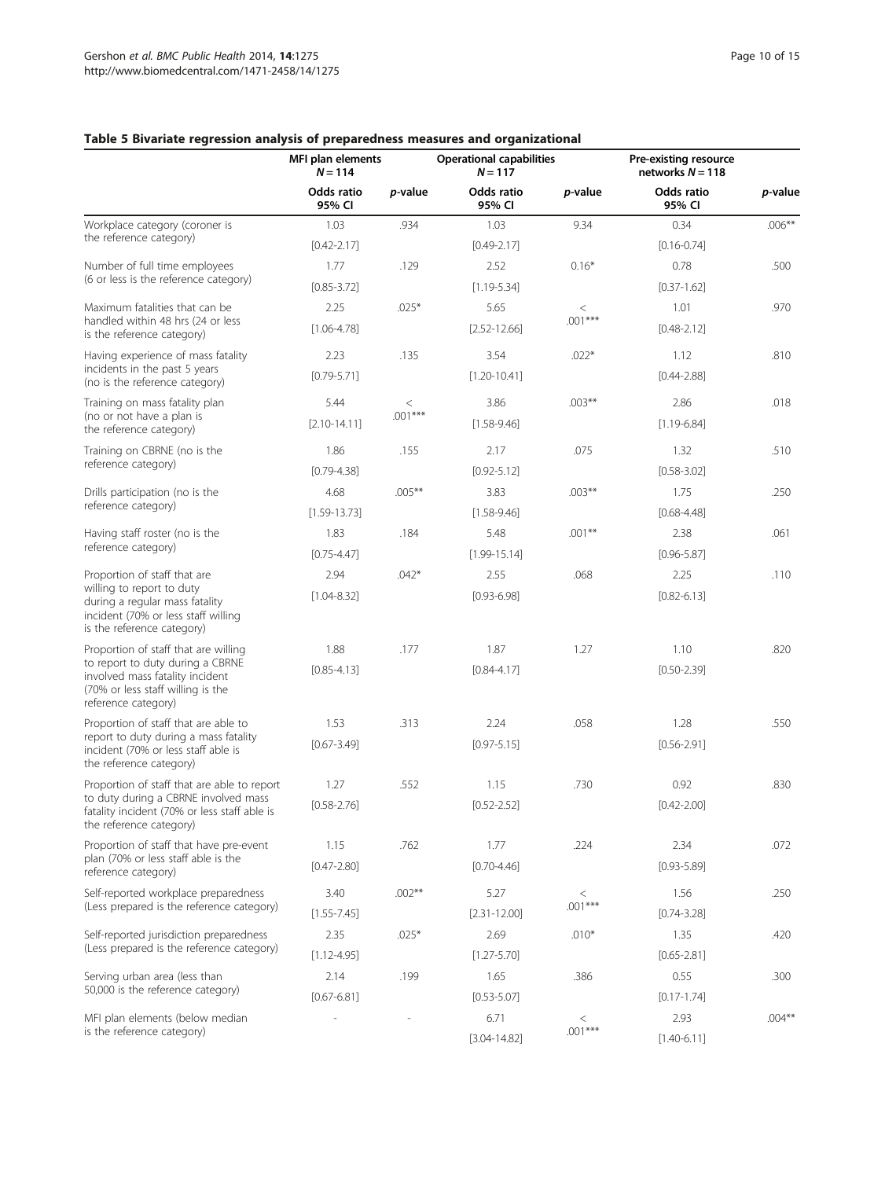## Table 5 Bivariate regression analysis of preparedness measures and organizational

| | MFI plan elements $N = 114$ | | Operational capabilities $N = 117$ | | Pre-existing resource networks $N = 118$ | |
|---|---|---|---|---|---|---|
| | Odds ratio 95% CI | *p*-value | Odds ratio 95% CI | *p*-value | Odds ratio 95% CI | *p*-value |
| Workplace category (coroner is the reference category) | 1.03 [0.42-2.17] | .934 | 1.03 [0.49-2.17] | 9.34 | 0.34 [0.16-0.74] | .006** |
| Number of full time employees (6 or less is the reference category) | 1.77 [0.85-3.72] | .129 | 2.52 [1.19-5.34] | 0.16* | 0.78 [0.37-1.62] | .500 |
| Maximum fatalities that can be handled within 48 hrs (24 or less is the reference category) | 2.25 [1.06-4.78] | .025* | 5.65 [2.52-12.66] | < .001*** | 1.01 [0.48-2.12] | .970 |
| Having experience of mass fatality incidents in the past 5 years (no is the reference category) | 2.23 [0.79-5.71] | .135 | 3.54 [1.20-10.41] | .022* | 1.12 [0.44-2.88] | .810 |
| Training on mass fatality plan (no or not have a plan is the reference category) | 5.44 [2.10-14.11] | < .001*** | 3.86 [1.58-9.46] | .003** | 2.86 [1.19-6.84] | .018 |
| Training on CBRNE (no is the reference category) | 1.86 [0.79-4.38] | .155 | 2.17 [0.92-5.12] | .075 | 1.32 [0.58-3.02] | .510 |
| Drills participation (no is the reference category) | 4.68 [1.59-13.73] | .005** | 3.83 [1.58-9.46] | .003** | 1.75 [0.68-4.48] | .250 |
| Having staff roster (no is the reference category) | 1.83 [0.75-4.47] | .184 | 5.48 [1.99-15.14] | .001** | 2.38 [0.96-5.87] | .061 |
| Proportion of staff that are willing to report to duty during a regular mass fatality incident (70% or less staff willing is the reference category) | 2.94 [1.04-8.32] | .042* | 2.55 [0.93-6.98] | .068 | 2.25 [0.82-6.13] | .110 |
| Proportion of staff that are willing to report to duty during a CBRNE involved mass fatality incident (70% or less staff willing is the reference category) | 1.88 [0.85-4.13] | .177 | 1.87 [0.84-4.17] | 1.27 | 1.10 [0.50-2.39] | .820 |
| Proportion of staff that are able to report to duty during a mass fatality incident (70% or less staff able is the reference category) | 1.53 [0.67-3.49] | .313 | 2.24 [0.97-5.15] | .058 | 1.28 [0.56-2.91] | .550 |
| Proportion of staff that are able to report to duty during a CBRNE involved mass fatality incident (70% or less staff able is the reference category) | 1.27 [0.58-2.76] | .552 | 1.15 [0.52-2.52] | .730 | 0.92 [0.42-2.00] | .830 |
| Proportion of staff that have pre-event plan (70% or less staff able is the reference category) | 1.15 [0.47-2.80] | .762 | 1.77 [0.70-4.46] | .224 | 2.34 [0.93-5.89] | .072 |
| Self-reported workplace preparedness (Less prepared is the reference category) | 3.40 [1.55-7.45] | .002** | 5.27 [2.31-12.00] | < .001*** | 1.56 [0.74-3.28] | .250 |
| Self-reported jurisdiction preparedness (Less prepared is the reference category) | 2.35 [1.12-4.95] | .025* | 2.69 [1.27-5.70] | .010* | 1.35 [0.65-2.81] | .420 |
| Serving urban area (less than 50,000 is the reference category) | 2.14 [0.67-6.81] | .199 | 1.65 [0.53-5.07] | .386 | 0.55 [0.17-1.74] | .300 |
| MFI plan elements (below median is the reference category) | - | - | 6.71 [3.04-14.82] | < .001*** | 2.93 [1.40-6.11] | .004** |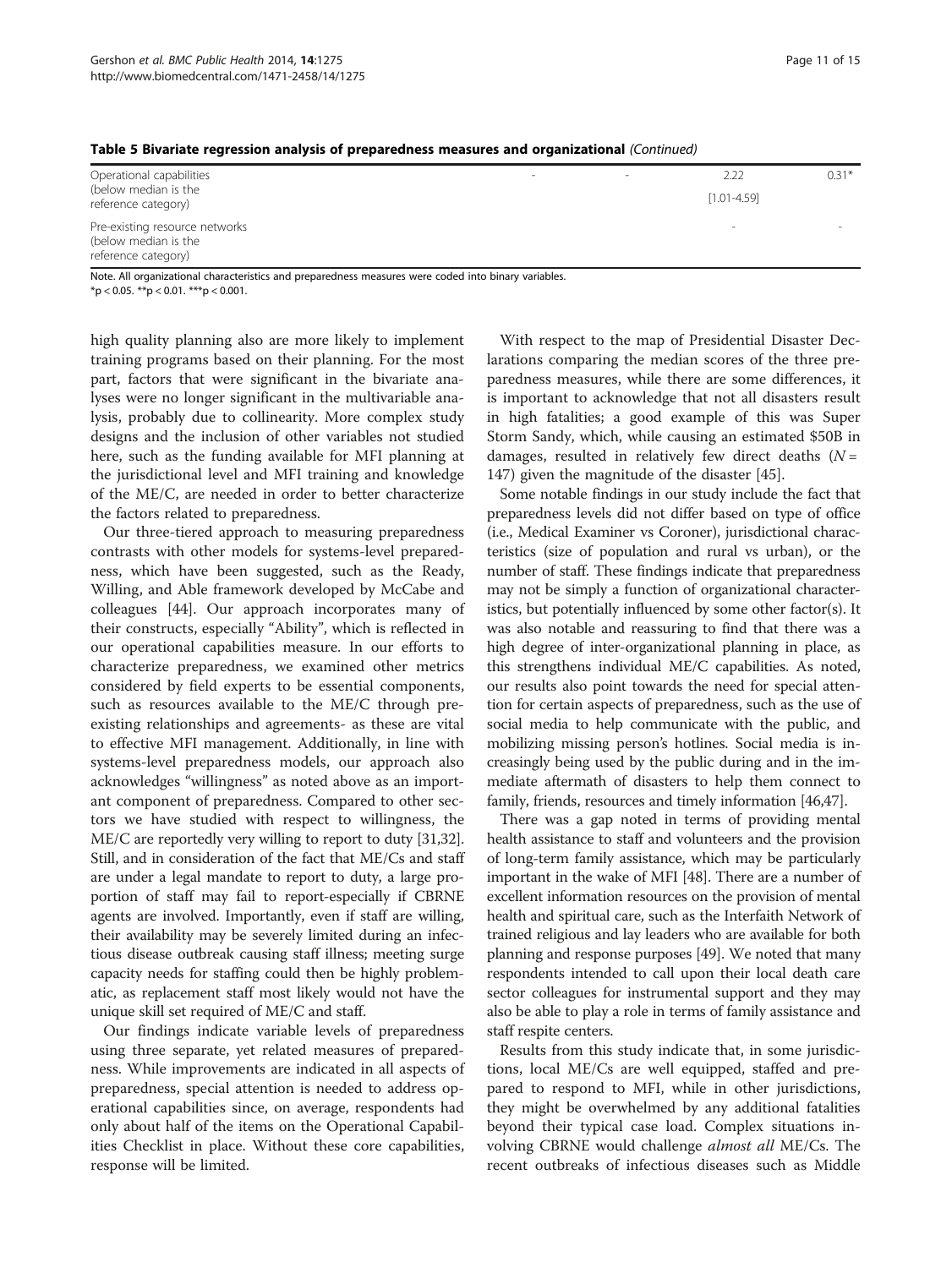**Table 5 Bivariate regression analysis of preparedness measures and organizational** *(Continued)*

| | | | | |
|---|---|---|---|---|
| Operational capabilities (below median is the reference category) | - | - | 2.22 [1.01-4.59] | 0.31* |
| Pre-existing resource networks (below median is the reference category) | | | - | - |

Note. All organizational characteristics and preparedness measures were coded into binary variables.
*p < 0.05. **p < 0.01. ***p < 0.001.

high quality planning also are more likely to implement training programs based on their planning. For the most part, factors that were significant in the bivariate analyses were no longer significant in the multivariable analysis, probably due to collinearity. More complex study designs and the inclusion of other variables not studied here, such as the funding available for MFI planning at the jurisdictional level and MFI training and knowledge of the ME/C, are needed in order to better characterize the factors related to preparedness.

Our three-tiered approach to measuring preparedness contrasts with other models for systems-level preparedness, which have been suggested, such as the Ready, Willing, and Able framework developed by McCabe and colleagues [44]. Our approach incorporates many of their constructs, especially "Ability", which is reflected in our operational capabilities measure. In our efforts to characterize preparedness, we examined other metrics considered by field experts to be essential components, such as resources available to the ME/C through pre-existing relationships and agreements- as these are vital to effective MFI management. Additionally, in line with systems-level preparedness models, our approach also acknowledges "willingness" as noted above as an important component of preparedness. Compared to other sectors we have studied with respect to willingness, the ME/C are reportedly very willing to report to duty [31,32]. Still, and in consideration of the fact that ME/Cs and staff are under a legal mandate to report to duty, a large proportion of staff may fail to report-especially if CBRNE agents are involved. Importantly, even if staff are willing, their availability may be severely limited during an infectious disease outbreak causing staff illness; meeting surge capacity needs for staffing could then be highly problematic, as replacement staff most likely would not have the unique skill set required of ME/C and staff.

Our findings indicate variable levels of preparedness using three separate, yet related measures of preparedness. While improvements are indicated in all aspects of preparedness, special attention is needed to address operational capabilities since, on average, respondents had only about half of the items on the Operational Capabilities Checklist in place. Without these core capabilities, response will be limited.

With respect to the map of Presidential Disaster Declarations comparing the median scores of the three preparedness measures, while there are some differences, it is important to acknowledge that not all disasters result in high fatalities; a good example of this was Super Storm Sandy, which, while causing an estimated \$50B in damages, resulted in relatively few direct deaths ($N$ = 147) given the magnitude of the disaster [45].

Some notable findings in our study include the fact that preparedness levels did not differ based on type of office (i.e., Medical Examiner vs Coroner), jurisdictional characteristics (size of population and rural vs urban), or the number of staff. These findings indicate that preparedness may not be simply a function of organizational characteristics, but potentially influenced by some other factor(s). It was also notable and reassuring to find that there was a high degree of inter-organizational planning in place, as this strengthens individual ME/C capabilities. As noted, our results also point towards the need for special attention for certain aspects of preparedness, such as the use of social media to help communicate with the public, and mobilizing missing person's hotlines. Social media is increasingly being used by the public during and in the immediate aftermath of disasters to help them connect to family, friends, resources and timely information [46,47].

There was a gap noted in terms of providing mental health assistance to staff and volunteers and the provision of long-term family assistance, which may be particularly important in the wake of MFI [48]. There are a number of excellent information resources on the provision of mental health and spiritual care, such as the Interfaith Network of trained religious and lay leaders who are available for both planning and response purposes [49]. We noted that many respondents intended to call upon their local death care sector colleagues for instrumental support and they may also be able to play a role in terms of family assistance and staff respite centers.

Results from this study indicate that, in some jurisdictions, local ME/Cs are well equipped, staffed and prepared to respond to MFI, while in other jurisdictions, they might be overwhelmed by any additional fatalities beyond their typical case load. Complex situations involving CBRNE would challenge *almost all* ME/Cs. The recent outbreaks of infectious diseases such as Middle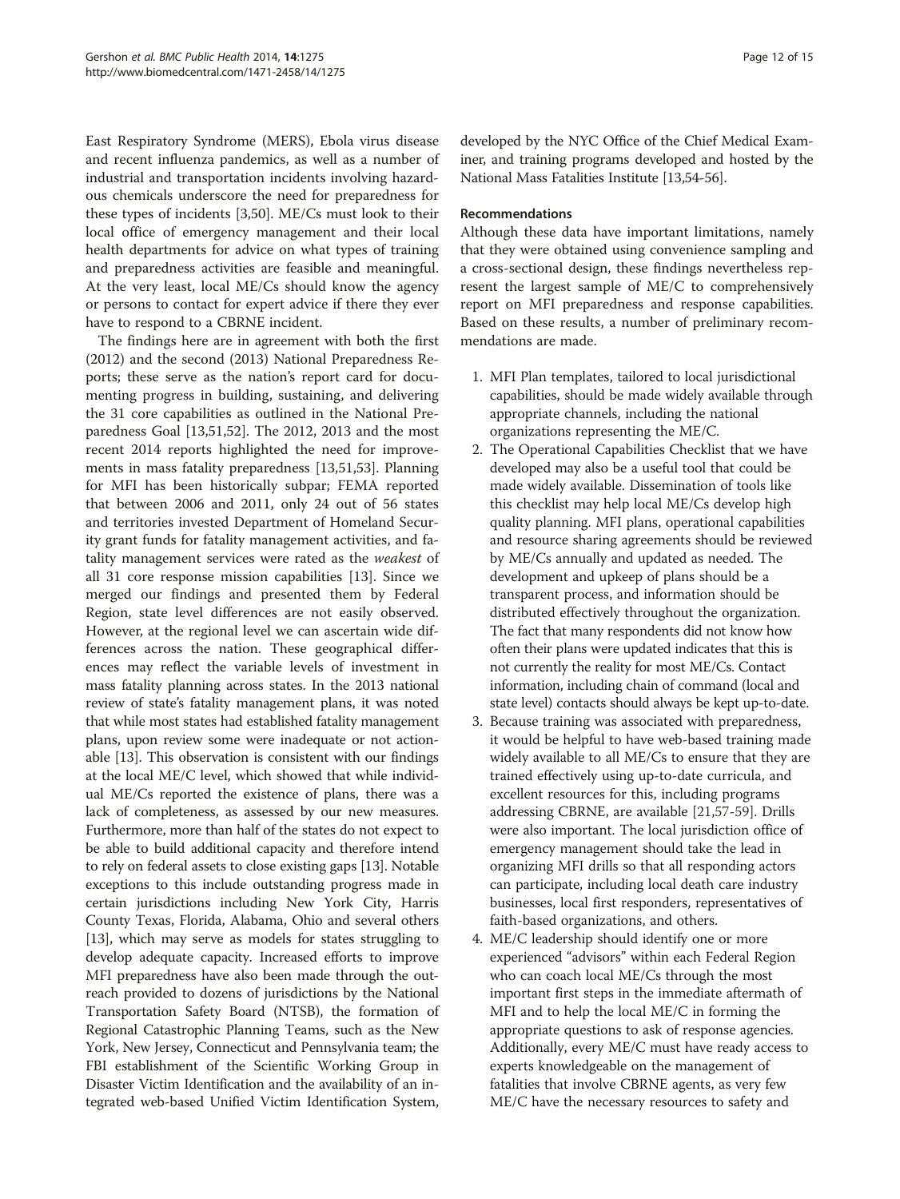East Respiratory Syndrome (MERS), Ebola virus disease and recent influenza pandemics, as well as a number of industrial and transportation incidents involving hazardous chemicals underscore the need for preparedness for these types of incidents [3,50]. ME/Cs must look to their local office of emergency management and their local health departments for advice on what types of training and preparedness activities are feasible and meaningful. At the very least, local ME/Cs should know the agency or persons to contact for expert advice if there they ever have to respond to a CBRNE incident.

The findings here are in agreement with both the first (2012) and the second (2013) National Preparedness Reports; these serve as the nation's report card for documenting progress in building, sustaining, and delivering the 31 core capabilities as outlined in the National Preparedness Goal [13,51,52]. The 2012, 2013 and the most recent 2014 reports highlighted the need for improvements in mass fatality preparedness [13,51,53]. Planning for MFI has been historically subpar; FEMA reported that between 2006 and 2011, only 24 out of 56 states and territories invested Department of Homeland Security grant funds for fatality management activities, and fatality management services were rated as the *weakest* of all 31 core response mission capabilities [13]. Since we merged our findings and presented them by Federal Region, state level differences are not easily observed. However, at the regional level we can ascertain wide differences across the nation. These geographical differences may reflect the variable levels of investment in mass fatality planning across states. In the 2013 national review of state's fatality management plans, it was noted that while most states had established fatality management plans, upon review some were inadequate or not actionable [13]. This observation is consistent with our findings at the local ME/C level, which showed that while individual ME/Cs reported the existence of plans, there was a lack of completeness, as assessed by our new measures. Furthermore, more than half of the states do not expect to be able to build additional capacity and therefore intend to rely on federal assets to close existing gaps [13]. Notable exceptions to this include outstanding progress made in certain jurisdictions including New York City, Harris County Texas, Florida, Alabama, Ohio and several others [13], which may serve as models for states struggling to develop adequate capacity. Increased efforts to improve MFI preparedness have also been made through the outreach provided to dozens of jurisdictions by the National Transportation Safety Board (NTSB), the formation of Regional Catastrophic Planning Teams, such as the New York, New Jersey, Connecticut and Pennsylvania team; the FBI establishment of the Scientific Working Group in Disaster Victim Identification and the availability of an integrated web-based Unified Victim Identification System, developed by the NYC Office of the Chief Medical Examiner, and training programs developed and hosted by the National Mass Fatalities Institute [13,54-56].

#### Recommendations

Although these data have important limitations, namely that they were obtained using convenience sampling and a cross-sectional design, these findings nevertheless represent the largest sample of ME/C to comprehensively report on MFI preparedness and response capabilities. Based on these results, a number of preliminary recommendations are made.

1. MFI Plan templates, tailored to local jurisdictional capabilities, should be made widely available through appropriate channels, including the national organizations representing the ME/C.
2. The Operational Capabilities Checklist that we have developed may also be a useful tool that could be made widely available. Dissemination of tools like this checklist may help local ME/Cs develop high quality planning. MFI plans, operational capabilities and resource sharing agreements should be reviewed by ME/Cs annually and updated as needed. The development and upkeep of plans should be a transparent process, and information should be distributed effectively throughout the organization. The fact that many respondents did not know how often their plans were updated indicates that this is not currently the reality for most ME/Cs. Contact information, including chain of command (local and state level) contacts should always be kept up-to-date.
3. Because training was associated with preparedness, it would be helpful to have web-based training made widely available to all ME/Cs to ensure that they are trained effectively using up-to-date curricula, and excellent resources for this, including programs addressing CBRNE, are available [21,57-59]. Drills were also important. The local jurisdiction office of emergency management should take the lead in organizing MFI drills so that all responding actors can participate, including local death care industry businesses, local first responders, representatives of faith-based organizations, and others.
4. ME/C leadership should identify one or more experienced "advisors" within each Federal Region who can coach local ME/Cs through the most important first steps in the immediate aftermath of MFI and to help the local ME/C in forming the appropriate questions to ask of response agencies. Additionally, every ME/C must have ready access to experts knowledgeable on the management of fatalities that involve CBRNE agents, as very few ME/C have the necessary resources to safety and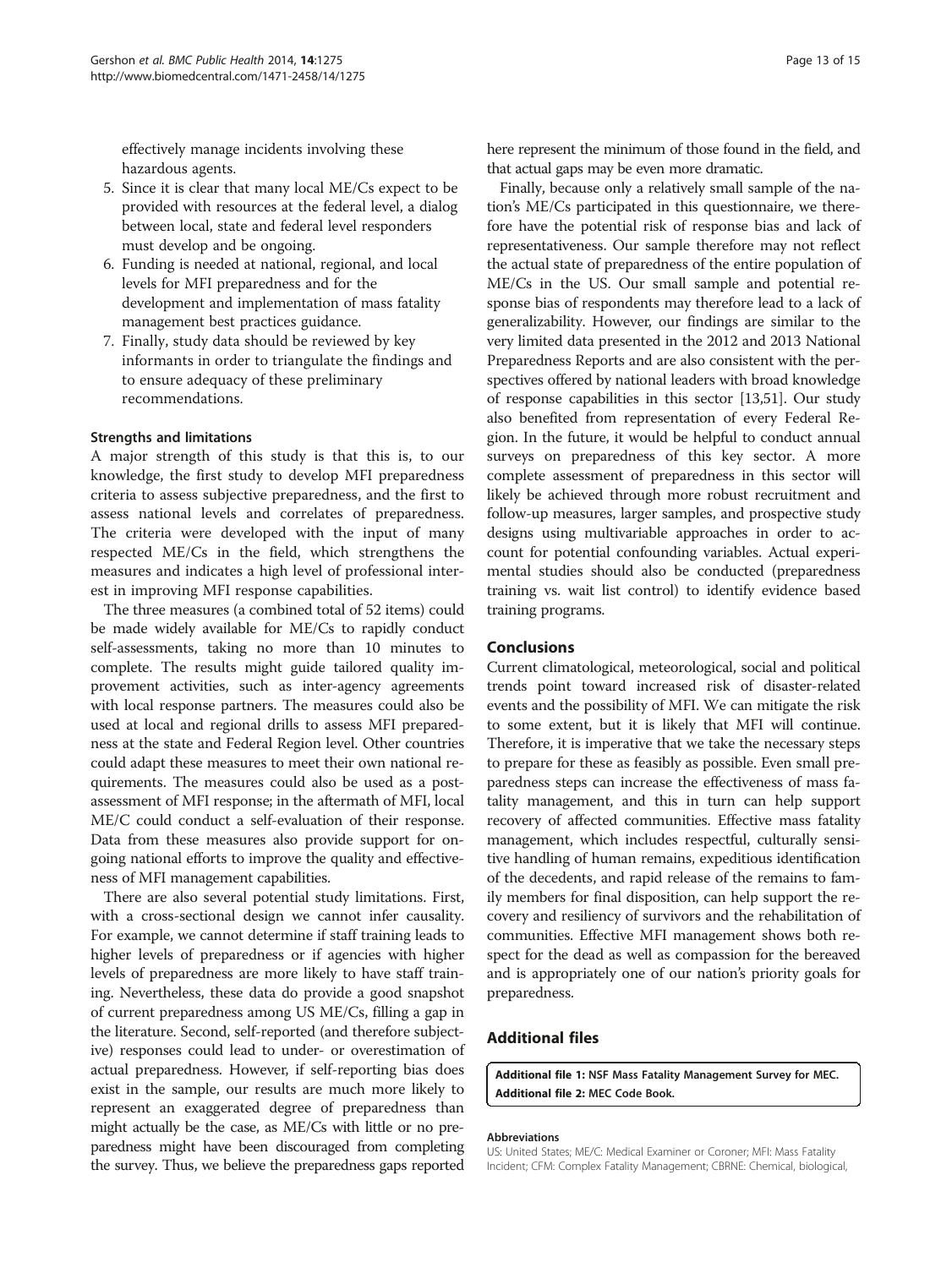effectively manage incidents involving these hazardous agents.

5. Since it is clear that many local ME/Cs expect to be provided with resources at the federal level, a dialog between local, state and federal level responders must develop and be ongoing.
6. Funding is needed at national, regional, and local levels for MFI preparedness and for the development and implementation of mass fatality management best practices guidance.
7. Finally, study data should be reviewed by key informants in order to triangulate the findings and to ensure adequacy of these preliminary recommendations.

### Strengths and limitations

A major strength of this study is that this is, to our knowledge, the first study to develop MFI preparedness criteria to assess subjective preparedness, and the first to assess national levels and correlates of preparedness. The criteria were developed with the input of many respected ME/Cs in the field, which strengthens the measures and indicates a high level of professional interest in improving MFI response capabilities.

The three measures (a combined total of 52 items) could be made widely available for ME/Cs to rapidly conduct self-assessments, taking no more than 10 minutes to complete. The results might guide tailored quality improvement activities, such as inter-agency agreements with local response partners. The measures could also be used at local and regional drills to assess MFI preparedness at the state and Federal Region level. Other countries could adapt these measures to meet their own national requirements. The measures could also be used as a post-assessment of MFI response; in the aftermath of MFI, local ME/C could conduct a self-evaluation of their response. Data from these measures also provide support for ongoing national efforts to improve the quality and effectiveness of MFI management capabilities.

There are also several potential study limitations. First, with a cross-sectional design we cannot infer causality. For example, we cannot determine if staff training leads to higher levels of preparedness or if agencies with higher levels of preparedness are more likely to have staff training. Nevertheless, these data do provide a good snapshot of current preparedness among US ME/Cs, filling a gap in the literature. Second, self-reported (and therefore subjective) responses could lead to under- or overestimation of actual preparedness. However, if self-reporting bias does exist in the sample, our results are much more likely to represent an exaggerated degree of preparedness than might actually be the case, as ME/Cs with little or no preparedness might have been discouraged from completing the survey. Thus, we believe the preparedness gaps reported here represent the minimum of those found in the field, and that actual gaps may be even more dramatic.

Finally, because only a relatively small sample of the nation's ME/Cs participated in this questionnaire, we therefore have the potential risk of response bias and lack of representativeness. Our sample therefore may not reflect the actual state of preparedness of the entire population of ME/Cs in the US. Our small sample and potential response bias of respondents may therefore lead to a lack of generalizability. However, our findings are similar to the very limited data presented in the 2012 and 2013 National Preparedness Reports and are also consistent with the perspectives offered by national leaders with broad knowledge of response capabilities in this sector [13,51]. Our study also benefited from representation of every Federal Region. In the future, it would be helpful to conduct annual surveys on preparedness of this key sector. A more complete assessment of preparedness in this sector will likely be achieved through more robust recruitment and follow-up measures, larger samples, and prospective study designs using multivariable approaches in order to account for potential confounding variables. Actual experimental studies should also be conducted (preparedness training vs. wait list control) to identify evidence based training programs.

## Conclusions

Current climatological, meteorological, social and political trends point toward increased risk of disaster-related events and the possibility of MFI. We can mitigate the risk to some extent, but it is likely that MFI will continue. Therefore, it is imperative that we take the necessary steps to prepare for these as feasibly as possible. Even small preparedness steps can increase the effectiveness of mass fatality management, and this in turn can help support recovery of affected communities. Effective mass fatality management, which includes respectful, culturally sensitive handling of human remains, expeditious identification of the decedents, and rapid release of the remains to family members for final disposition, can help support the recovery and resiliency of survivors and the rehabilitation of communities. Effective MFI management shows both respect for the dead as well as compassion for the bereaved and is appropriately one of our nation's priority goals for preparedness.

## Additional files

**Additional file 1:** NSF Mass Fatality Management Survey for MEC.
**Additional file 2:** MEC Code Book.

#### Abbreviations

US: United States; ME/C: Medical Examiner or Coroner; MFI: Mass Fatality Incident; CFM: Complex Fatality Management; CBRNE: Chemical, biological,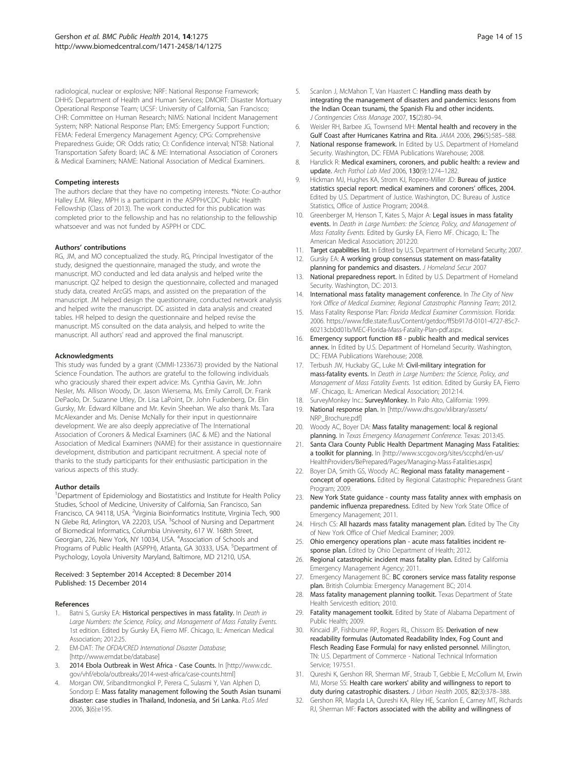radiological, nuclear or explosive; NRF: National Response Framework; DHHS: Department of Health and Human Services; DMORT: Disaster Mortuary Operational Response Team; UCSF: University of California, San Francisco; CHR: Committee on Human Research; NIMS: National Incident Management System; NRP: National Response Plan; EMS: Emergency Support Function; FEMA: Federal Emergency Management Agency; CPG: Comprehensive Preparedness Guide; OR: Odds ratio; CI: Confidence interval; NTSB: National Transportation Safety Board; IAC & ME: International Association of Coroners & Medical Examiners; NAME: National Association of Medical Examiners.

#### Competing interests

The authors declare that they have no competing interests. *Note: Co-author Halley E.M. Riley, MPH is a participant in the ASPPH/CDC Public Health Fellowship (Class of 2013). The work conducted for this publication was completed prior to the fellowship and has no relationship to the fellowship whatsoever and was not funded by ASPPH or CDC.

#### Authors' contributions

RG, JM, and MO conceptualized the study. RG, Principal Investigator of the study, designed the questionnaire, managed the study, and wrote the manuscript. MO conducted and led data analysis and helped write the manuscript. QZ helped to design the questionnaire, collected and managed study data, created ArcGIS maps, and assisted on the preparation of the manuscript. JM helped design the questionnaire, conducted network analysis and helped write the manuscript. DC assisted in data analysis and created tables. HR helped to design the questionnaire and helped revise the manuscript. MS consulted on the data analysis, and helped to write the manuscript. All authors' read and approved the final manuscript.

#### Acknowledgments

This study was funded by a grant (CMMI-1233673) provided by the National Science Foundation. The authors are grateful to the following individuals who graciously shared their expert advice: Ms. Cynthia Gavin, Mr. John Nesler, Ms. Allison Woody, Dr. Jason Wiersema, Ms. Emily Carroll, Dr. Frank DePaolo, Dr. Suzanne Utley, Dr. Lisa LaPoint, Dr. John Fudenberg, Dr. Elin Gursky, Mr. Edward Kilbane and Mr. Kevin Sheehan. We also thank Ms. Tara McAlexander and Ms. Denise McNally for their input in questionnaire development. We are also deeply appreciative of The International Association of Coroners & Medical Examiners (IAC & ME) and the National Association of Medical Examiners (NAME) for their assistance in questionnaire development, distribution and participant recruitment. A special note of thanks to the study participants for their enthusiastic participation in the various aspects of this study.

#### Author details

[1]Department of Epidemiology and Biostatistics and Institute for Health Policy Studies, School of Medicine, University of California, San Francisco, San Francisco, CA 94118, USA. [2]Virginia Bioinformatics Institute, Virginia Tech, 900 N Glebe Rd, Arlington, VA 22203, USA. [3]School of Nursing and Department of Biomedical Informatics, Columbia University, 617 W. 168th Street, Georgian, 226, New York, NY 10034, USA. [4]Association of Schools and Programs of Public Health (ASPPH), Atlanta, GA 30333, USA. [5]Department of Psychology, Loyola University Maryland, Baltimore, MD 21210, USA.

Received: 3 September 2014 Accepted: 8 December 2014
Published: 15 December 2014

#### References

1. Batni S, Gursky EA: **Historical perspectives in mass fatality.** In *Death in Large Numbers: the Science, Policy, and Management of Mass Fatality Events.* 1st edition. Edited by Gursky EA, Fierro MF. Chicago, IL: American Medical Association; 2012:25.
2. EM-DAT: *The OFDA/CRED International Disaster Database*; [http://www.emdat.be/database]
3. **2014 Ebola Outbreak in West Africa - Case Counts.** In [http://www.cdc.gov/vhf/ebola/outbreaks/2014-west-africa/case-counts.html]
4. Morgan OW, Sribanditmongkol P, Perera C, Sulasmi Y, Van Alphen D, Sondorp E: **Mass fatality management following the South Asian tsunami disaster: case studies in Thailand, Indonesia, and Sri Lanka.** *PLoS Med* 2006, **3**(6):e195.
5. Scanlon J, McMahon T, Van Haastert C: **Handling mass death by integrating the management of disasters and pandemics: lessons from the Indian Ocean tsunami, the Spanish Flu and other incidents.** *J Contingencies Crisis Manage* 2007, **15**(2):80–94.
6. Weisler RH, Barbee JG, Townsend MH: **Mental health and recovery in the Gulf Coast after Hurricanes Katrina and Rita.** *JAMA* 2006, **296**(5):585–588.
7. **National response framework.** In Edited by U.S. Department of Homeland Security. Washington, DC: FEMA Publications Warehouse; 2008.
8. Hanzlick R: **Medical examiners, coroners, and public health: a review and update.** *Arch Pathol Lab Med* 2006, **130**(9):1274–1282.
9. Hickman MJ, Hughes KA, Strom KJ, Ropero-Miller JD: **Bureau of justice statistics special report: medical examiners and coroners' offices, 2004.** Edited by U.S. Department of Justice. Washington, DC: Bureau of Justice Statistics, Office of Justice Program; 2004:8.
10. Greenberger M, Henson T, Kates S, Major A: **Legal issues in mass fatality events.** In *Death in Large Numbers: the Science, Policy, and Management of Mass Fatality Events.* Edited by Gursky EA, Fierro MF. Chicago, IL: The American Medical Association; 2012:20.
11. **Target capabilities list.** In Edited by U.S. Department of Homeland Security; 2007.
12. Gursky EA: **A working group consensus statement on mass-fatality planning for pandemics and disasters.** *J Homeland Secur* 2007
13. **National preparedness report.** In Edited by U.S. Department of Homeland Security. Washington, DC: 2013.
14. **International mass fatality management conference.** In *The City of New York Office of Medical Examiner, Regional Catastrophic Planning Team*; 2012.
15. Mass Fatality Response Plan: *Florida Medical Examiner Commission.* Florida: 2006. https://www.fdle.state.fl.us/Content/getdoc/ff5b917d-0101-4727-85c7-60213cb0d01b/MEC-Florida-Mass-Fatality-Plan-pdf.aspx.
16. **Emergency support function #8 - public health and medical services annex.** In Edited by U.S. Department of Homeland Security. Washington, DC: FEMA Publications Warehouse; 2008.
17. Terbush JW, Huckaby GC, Luke M: **Civil-military integration for mass-fatality events.** In *Death in Large Numbers: the Science, Policy, and Management of Mass Fatality Events.* 1st edition. Edited by Gursky EA, Fierro MF. Chicago, IL: American Medical Association; 2012:14.
18. SurveyMonkey Inc.: **SurveyMonkey.** In Palo Alto, California: 1999.
19. **National response plan.** In [http://www.dhs.gov/xlibrary/assets/NRP_Brochure.pdf]
20. Woody AC, Boyer DA: **Mass fatality management: local & regional planning.** In *Texas Emergency Management Conference.* Texas: 2013:45.
21. **Santa Clara County Public Health Department Managing Mass Fatalities: a toolkit for planning.** In [http://www.sccgov.org/sites/sccphd/en-us/HealthProviders/BePrepared/Pages/Managing-Mass-Fatalities.aspx]
22. Boyer DA, Smith GS, Woody AC: **Regional mass fatality management - concept of operations.** Edited by Regional Catastrophic Preparedness Grant Program; 2009.
23. **New York State guidance - county mass fatality annex with emphasis on pandemic influenza preparedness.** Edited by New York State Office of Emergency Management; 2011.
24. Hirsch CS: **All hazards mass fatality management plan.** Edited by The City of New York Office of Chief Medical Examiner; 2009.
25. **Ohio emergency operations plan - acute mass fatalities incident response plan.** Edited by Ohio Department of Health; 2012.
26. **Regional catastrophic incident mass fatality plan.** Edited by California Emergency Management Agency; 2011.
27. Emergency Management BC: **BC coroners service mass fatality response plan.** British Columbia: Emergency Management BC; 2014.
28. **Mass fatality management planning toolkit.** Texas Department of State Health Servicesth edition; 2010.
29. **Fatality management toolkit.** Edited by State of Alabama Department of Public Health; 2009.
30. Kincaid JP, Fishburne RP, Rogers RL, Chissom BS: **Derivation of new readability formulas (Automated Readability Index, Fog Count and Flesch Reading Ease Formula) for navy enlisted personnel.** Millington, TN: U.S. Department of Commerce - National Technical Information Service; 1975:51.
31. Qureshi K, Gershon RR, Sherman MF, Straub T, Gebbie E, McCollum M, Erwin MJ, Morse SS: **Health care workers' ability and willingness to report to duty during catastrophic disasters.** *J Urban Health* 2005, **82**(3):378–388.
32. Gershon RR, Magda LA, Qureshi KA, Riley HE, Scanlon E, Carney MT, Richards RJ, Sherman MF: **Factors associated with the ability and willingness of**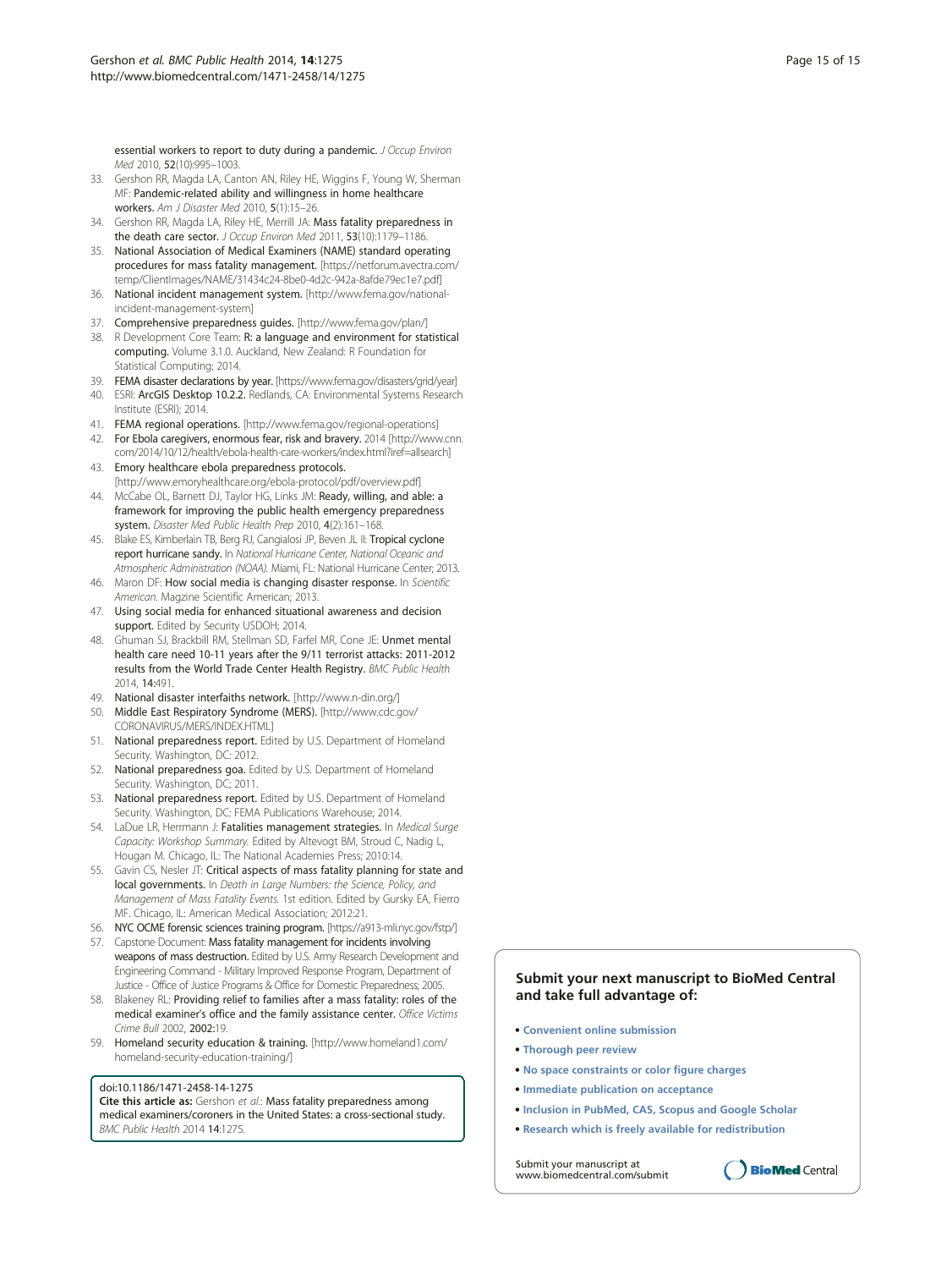essential workers to report to duty during a pandemic. *J Occup Environ Med* 2010, **52**(10):995–1003.

33. Gershon RR, Magda LA, Canton AN, Riley HE, Wiggins F, Young W, Sherman MF: **Pandemic-related ability and willingness in home healthcare workers.** *Am J Disaster Med* 2010, **5**(1):15–26.
34. Gershon RR, Magda LA, Riley HE, Merrill JA: **Mass fatality preparedness in the death care sector.** *J Occup Environ Med* 2011, **53**(10):1179–1186.
35. National Association of Medical Examiners (NAME) **standard operating procedures for mass fatality management.** [https://netforum.avectra.com/temp/ClientImages/NAME/31434c24-8be0-4d2c-942a-8afde79ec1e7.pdf]
36. **National incident management system.** [http://www.fema.gov/national-incident-management-system]
37. **Comprehensive preparedness guides.** [http://www.fema.gov/plan/]
38. R Development Core Team: **R: a language and environment for statistical computing.** Volume 3.1.0. Auckland, New Zealand: R Foundation for Statistical Computing; 2014.
39. **FEMA disaster declarations by year.** [https://www.fema.gov/disasters/grid/year]
40. ESRI: **ArcGIS Desktop 10.2.2.** Redlands, CA: Environmental Systems Research Institute (ESRI); 2014.
41. **FEMA regional operations.** [http://www.fema.gov/regional-operations]
42. **For Ebola caregivers, enormous fear, risk and bravery.** 2014 [http://www.cnn.com/2014/10/12/health/ebola-health-care-workers/index.html?iref=allsearch]
43. **Emory healthcare ebola preparedness protocols.** [http://www.emoryhealthcare.org/ebola-protocol/pdf/overview.pdf]
44. McCabe OL, Barnett DJ, Taylor HG, Links JM: **Ready, willing, and able: a framework for improving the public health emergency preparedness system.** *Disaster Med Public Health Prep* 2010, **4**(2):161–168.
45. Blake ES, Kimberlain TB, Berg RJ, Cangialosi JP, Beven JL II: **Tropical cyclone report hurricane sandy.** In *National Hurricane Center, National Oceanic and Atmospheric Administration (NOAA).* Miami, FL: National Hurricane Center; 2013.
46. Maron DF: **How social media is changing disaster response.** In *Scientific American.* Magzine Scientific American; 2013.
47. **Using social media for enhanced situational awareness and decision support.** Edited by Security USDOH; 2014.
48. Ghuman SJ, Brackbill RM, Stellman SD, Farfel MR, Cone JE: **Unmet mental health care need 10-11 years after the 9/11 terrorist attacks: 2011-2012 results from the World Trade Center Health Registry.** *BMC Public Health* 2014, **14**:491.
49. **National disaster interfaiths network.** [http://www.n-din.org/]
50. **Middle East Respiratory Syndrome (MERS).** [http://www.cdc.gov/CORONAVIRUS/MERS/INDEX.HTML]
51. **National preparedness report.** Edited by U.S. Department of Homeland Security. Washington, DC: 2012.
52. **National preparedness goa.** Edited by U.S. Department of Homeland Security. Washington, DC; 2011.
53. **National preparedness report.** Edited by U.S. Department of Homeland Security. Washington, DC: FEMA Publications Warehouse; 2014.
54. LaDue LR, Herrmann J: **Fatalities management strategies.** In *Medical Surge Capacity: Workshop Summary.* Edited by Altevogt BM, Stroud C, Nadig L, Hougan M. Chicago, IL: The National Academies Press; 2010:14.
55. Gavin CS, Nesler JT: **Critical aspects of mass fatality planning for state and local governments.** In *Death in Large Numbers: the Science, Policy, and Management of Mass Fatality Events.* 1st edition. Edited by Gursky EA, Fierro MF. Chicago, IL: American Medical Association; 2012:21.
56. **NYC OCME forensic sciences training program.** [https://a913-mli.nyc.gov/fstp/]
57. Capstone Document: **Mass fatality management for incidents involving weapons of mass destruction.** Edited by U.S. Army Research Development and Engineering Command - Military Improved Response Program, Department of Justice - Office of Justice Programs & Office for Domestic Preparedness; 2005.
58. Blakeney RL: **Providing relief to families after a mass fatality: roles of the medical examiner's office and the family assistance center.** *Office Victims Crime Bull* 2002, **2002**:19.
59. **Homeland security education & training.** [http://www.homeland1.com/homeland-security-education-training/]

doi:10.1186/1471-2458-14-1275

**Cite this article as:** Gershon *et al.*: Mass fatality preparedness among medical examiners/coroners in the United States: a cross-sectional study. *BMC Public Health* 2014 **14**:1275.

**Submit your next manuscript to BioMed Central and take full advantage of:**

- **Convenient online submission**
- **Thorough peer review**
- **No space constraints or color figure charges**
- **Immediate publication on acceptance**
- **Inclusion in PubMed, CAS, Scopus and Google Scholar**
- **Research which is freely available for redistribution**

Submit your manuscript at www.biomedcentral.com/submit

BioMed Central